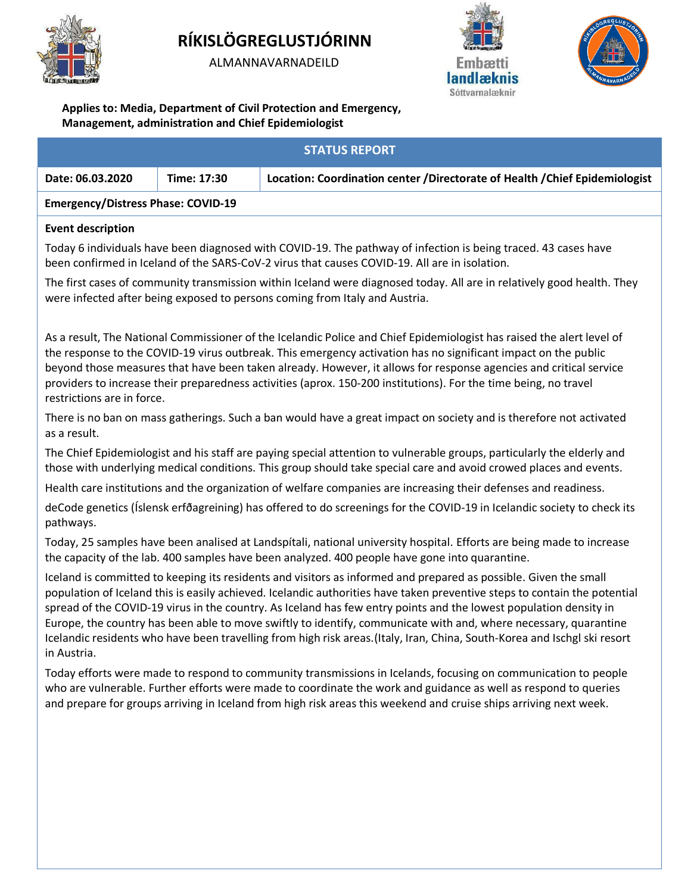# RÍKISLÖGREGLUSTJÓRINN

ALMANNAVARNADEILD

Embætti landlæknis
Sóttvarnalæknir

**Applies to: Media, Department of Civil Protection and Emergency, Management, administration and Chief Epidemiologist**

| STATUS REPORT | | |
|---|---|---|
| **Date: 06.03.2020** | **Time: 17:30** | **Location: Coordination center /Directorate of Health /Chief Epidemiologist** |

**Emergency/Distress Phase: COVID-19**

**Event description**

Today 6 individuals have been diagnosed with COVID-19. The pathway of infection is being traced. 43 cases have been confirmed in Iceland of the SARS-CoV-2 virus that causes COVID-19. All are in isolation.

The first cases of community transmission within Iceland were diagnosed today. All are in relatively good health. They were infected after being exposed to persons coming from Italy and Austria.

As a result, The National Commissioner of the Icelandic Police and Chief Epidemiologist has raised the alert level of the response to the COVID-19 virus outbreak. This emergency activation has no significant impact on the public beyond those measures that have been taken already. However, it allows for response agencies and critical service providers to increase their preparedness activities (aprox. 150-200 institutions). For the time being, no travel restrictions are in force.

There is no ban on mass gatherings. Such a ban would have a great impact on society and is therefore not activated as a result.

The Chief Epidemiologist and his staff are paying special attention to vulnerable groups, particularly the elderly and those with underlying medical conditions. This group should take special care and avoid crowed places and events.

Health care institutions and the organization of welfare companies are increasing their defenses and readiness.

deCode genetics (Íslensk erfðagreining) has offered to do screenings for the COVID-19 in Icelandic society to check its pathways.

Today, 25 samples have been analised at Landspítali, national university hospital. Efforts are being made to increase the capacity of the lab. 400 samples have been analyzed. 400 people have gone into quarantine.

Iceland is committed to keeping its residents and visitors as informed and prepared as possible. Given the small population of Iceland this is easily achieved. Icelandic authorities have taken preventive steps to contain the potential spread of the COVID-19 virus in the country. As Iceland has few entry points and the lowest population density in Europe, the country has been able to move swiftly to identify, communicate with and, where necessary, quarantine Icelandic residents who have been travelling from high risk areas.(Italy, Iran, China, South-Korea and Ischgl ski resort in Austria.

Today efforts were made to respond to community transmissions in Icelands, focusing on communication to people who are vulnerable. Further efforts were made to coordinate the work and guidance as well as respond to queries and prepare for groups arriving in Iceland from high risk areas this weekend and cruise ships arriving next week.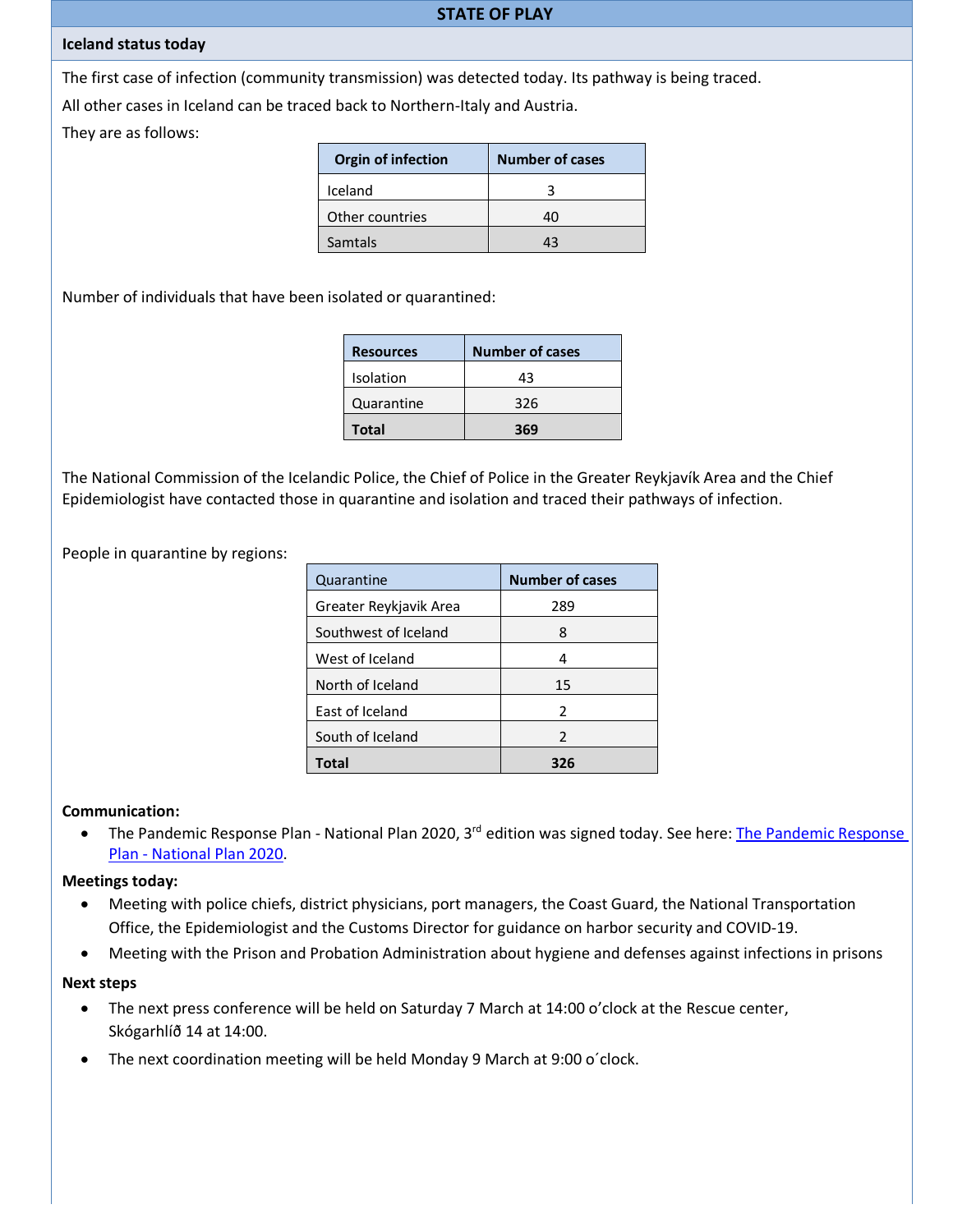## STATE OF PLAY

### Iceland status today

The first case of infection (community transmission) was detected today. Its pathway is being traced.

All other cases in Iceland can be traced back to Northern-Italy and Austria.

They are as follows:

| Orgin of infection | Number of cases |
|---|---|
| Iceland | 3 |
| Other countries | 40 |
| Samtals | 43 |

Number of individuals that have been isolated or quarantined:

| Resources | Number of cases |
|---|---|
| Isolation | 43 |
| Quarantine | 326 |
| **Total** | **369** |

The National Commission of the Icelandic Police, the Chief of Police in the Greater Reykjavík Area and the Chief Epidemiologist have contacted those in quarantine and isolation and traced their pathways of infection.

People in quarantine by regions:

| Quarantine | Number of cases |
|---|---|
| Greater Reykjavik Area | 289 |
| Southwest of Iceland | 8 |
| West of Iceland | 4 |
| North of Iceland | 15 |
| East of Iceland | 2 |
| South of Iceland | 2 |
| **Total** | **326** |

**Communication:**

- The Pandemic Response Plan - National Plan 2020, 3rd edition was signed today. See here: [The Pandemic Response Plan - National Plan 2020](The Pandemic Response Plan - National Plan 2020).

**Meetings today:**

- Meeting with police chiefs, district physicians, port managers, the Coast Guard, the National Transportation Office, the Epidemiologist and the Customs Director for guidance on harbor security and COVID-19.
- Meeting with the Prison and Probation Administration about hygiene and defenses against infections in prisons

**Next steps**

- The next press conference will be held on Saturday 7 March at 14:00 o'clock at the Rescue center, Skógarhlíð 14 at 14:00.
- The next coordination meeting will be held Monday 9 March at 9:00 o´clock.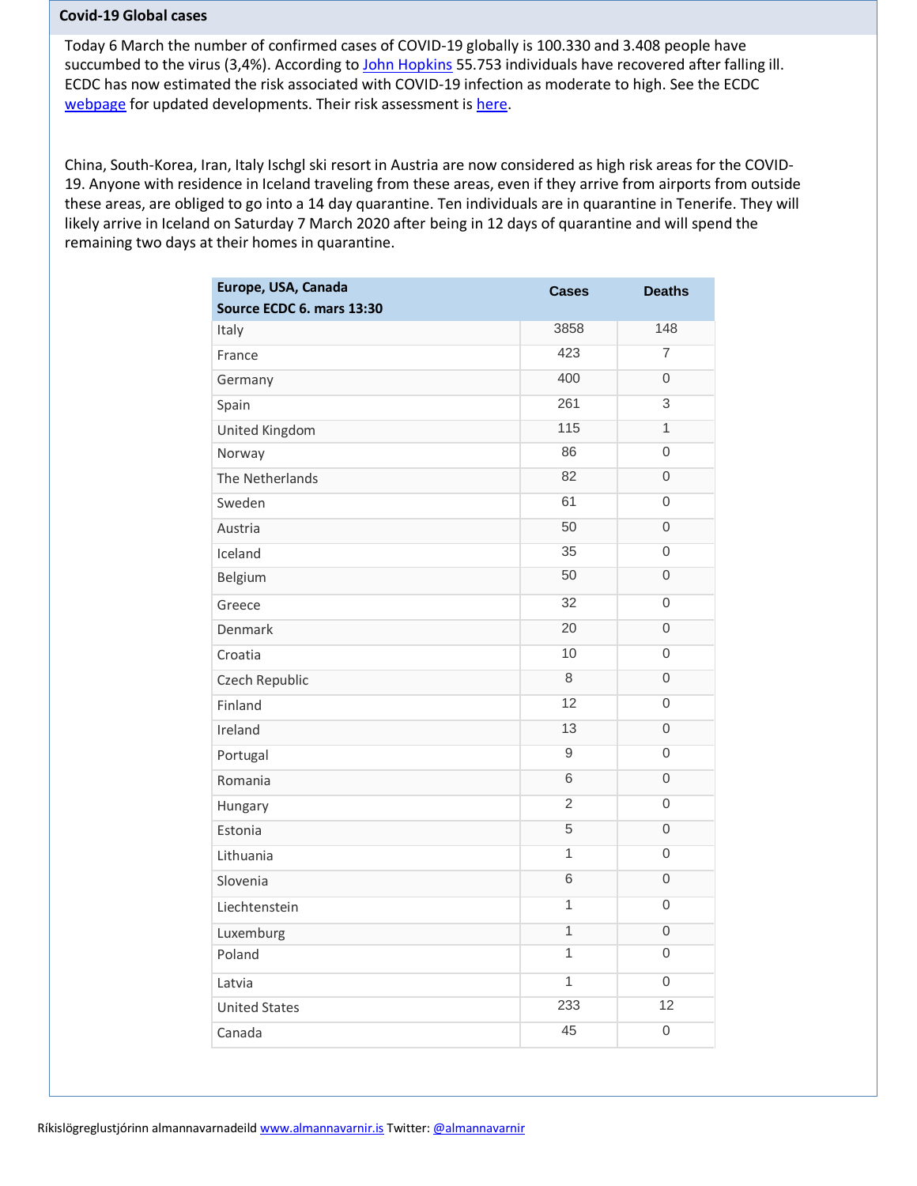## Covid-19 Global cases

Today 6 March the number of confirmed cases of COVID-19 globally is 100.330 and 3.408 people have succumbed to the virus (3,4%). According to John Hopkins 55.753 individuals have recovered after falling ill. ECDC has now estimated the risk associated with COVID-19 infection as moderate to high. See the ECDC webpage for updated developments. Their risk assessment is here.

China, South-Korea, Iran, Italy Ischgl ski resort in Austria are now considered as high risk areas for the COVID-19. Anyone with residence in Iceland traveling from these areas, even if they arrive from airports from outside these areas, are obliged to go into a 14 day quarantine. Ten individuals are in quarantine in Tenerife. They will likely arrive in Iceland on Saturday 7 March 2020 after being in 12 days of quarantine and will spend the remaining two days at their homes in quarantine.

| **Europe, USA, Canada**<br>**Source ECDC 6. mars 13:30** | **Cases** | **Deaths** |
|---|---|---|
| Italy | 3858 | 148 |
| France | 423 | 7 |
| Germany | 400 | 0 |
| Spain | 261 | 3 |
| United Kingdom | 115 | 1 |
| Norway | 86 | 0 |
| The Netherlands | 82 | 0 |
| Sweden | 61 | 0 |
| Austria | 50 | 0 |
| Iceland | 35 | 0 |
| Belgium | 50 | 0 |
| Greece | 32 | 0 |
| Denmark | 20 | 0 |
| Croatia | 10 | 0 |
| Czech Republic | 8 | 0 |
| Finland | 12 | 0 |
| Ireland | 13 | 0 |
| Portugal | 9 | 0 |
| Romania | 6 | 0 |
| Hungary | 2 | 0 |
| Estonia | 5 | 0 |
| Lithuania | 1 | 0 |
| Slovenia | 6 | 0 |
| Liechtenstein | 1 | 0 |
| Luxemburg | 1 | 0 |
| Poland | 1 | 0 |
| Latvia | 1 | 0 |
| United States | 233 | 12 |
| Canada | 45 | 0 |

Ríkislögreglustjórinn almannavarnadeild www.almannavarnir.is Twitter: @almannavarnir